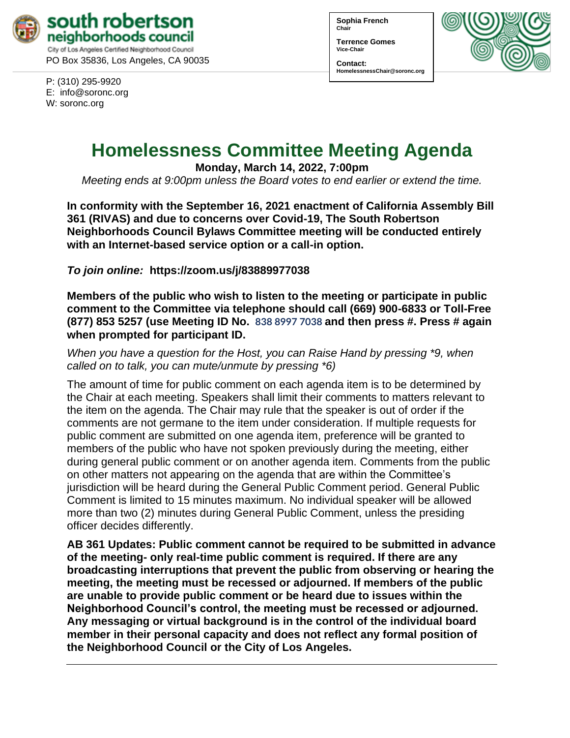**south robertson neighborhoods council**
City of Los Angeles Certified Neighborhood Council
PO Box 35836, Los Angeles, CA 90035

P: (310) 295-9920
E: info@soronc.org
W: soronc.org

**Sophia French**
Chair

**Terrence Gomes**
Vice-Chair

**Contact:**
HomelessnessChair@soronc.org

# Homelessness Committee Meeting Agenda

**Monday, March 14, 2022, 7:00pm**

*Meeting ends at 9:00pm unless the Board votes to end earlier or extend the time.*

**In conformity with the September 16, 2021 enactment of California Assembly Bill 361 (RIVAS) and due to concerns over Covid-19, The South Robertson Neighborhoods Council Bylaws Committee meeting will be conducted entirely with an Internet-based service option or a call-in option.**

***To join online:*** **https://zoom.us/j/83889977038**

**Members of the public who wish to listen to the meeting or participate in public comment to the Committee via telephone should call (669) 900-6833 or Toll-Free (877) 853 5257 (use Meeting ID No. 838 8997 7038 and then press #. Press # again when prompted for participant ID.**

*When you have a question for the Host, you can Raise Hand by pressing *9, when called on to talk, you can mute/unmute by pressing *6)*

The amount of time for public comment on each agenda item is to be determined by the Chair at each meeting. Speakers shall limit their comments to matters relevant to the item on the agenda. The Chair may rule that the speaker is out of order if the comments are not germane to the item under consideration. If multiple requests for public comment are submitted on one agenda item, preference will be granted to members of the public who have not spoken previously during the meeting, either during general public comment or on another agenda item. Comments from the public on other matters not appearing on the agenda that are within the Committee's jurisdiction will be heard during the General Public Comment period. General Public Comment is limited to 15 minutes maximum. No individual speaker will be allowed more than two (2) minutes during General Public Comment, unless the presiding officer decides differently.

**AB 361 Updates: Public comment cannot be required to be submitted in advance of the meeting- only real-time public comment is required. If there are any broadcasting interruptions that prevent the public from observing or hearing the meeting, the meeting must be recessed or adjourned. If members of the public are unable to provide public comment or be heard due to issues within the Neighborhood Council's control, the meeting must be recessed or adjourned. Any messaging or virtual background is in the control of the individual board member in their personal capacity and does not reflect any formal position of the Neighborhood Council or the City of Los Angeles.**

---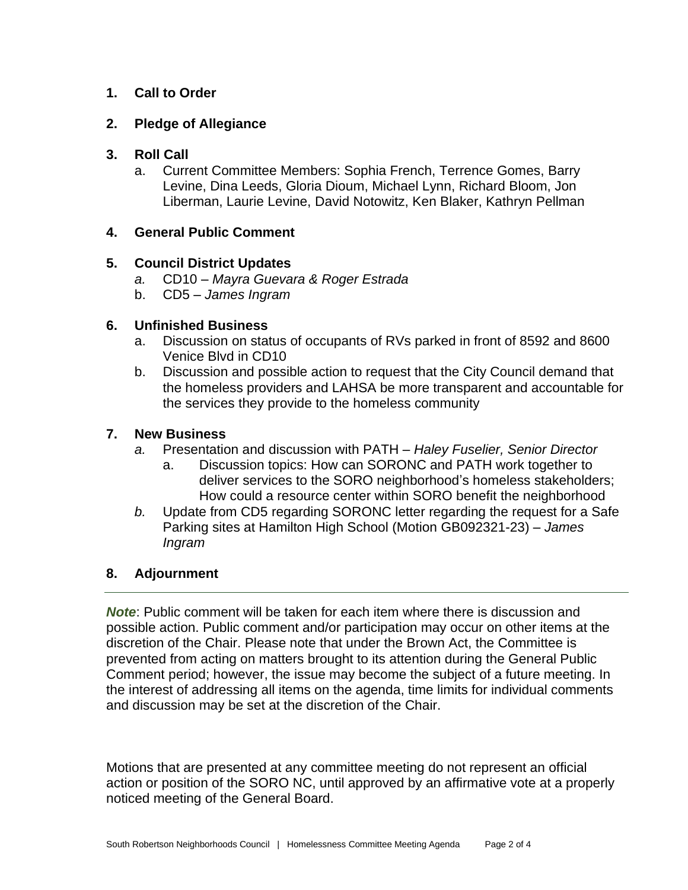1. **Call to Order**

2. **Pledge of Allegiance**

3. **Roll Call**
   a. Current Committee Members: Sophia French, Terrence Gomes, Barry Levine, Dina Leeds, Gloria Dioum, Michael Lynn, Richard Bloom, Jon Liberman, Laurie Levine, David Notowitz, Ken Blaker, Kathryn Pellman

4. **General Public Comment**

5. **Council District Updates**
   *a.* CD10 – *Mayra Guevara & Roger Estrada*
   b. CD5 – *James Ingram*

6. **Unfinished Business**
   a. Discussion on status of occupants of RVs parked in front of 8592 and 8600 Venice Blvd in CD10
   b. Discussion and possible action to request that the City Council demand that the homeless providers and LAHSA be more transparent and accountable for the services they provide to the homeless community

7. **New Business**
   *a.* Presentation and discussion with PATH – *Haley Fuselier, Senior Director*
      a. Discussion topics: How can SORONC and PATH work together to deliver services to the SORO neighborhood's homeless stakeholders; How could a resource center within SORO benefit the neighborhood
   *b.* Update from CD5 regarding SORONC letter regarding the request for a Safe Parking sites at Hamilton High School (Motion GB092321-23) – *James Ingram*

8. **Adjournment**

---

***Note***: Public comment will be taken for each item where there is discussion and possible action. Public comment and/or participation may occur on other items at the discretion of the Chair. Please note that under the Brown Act, the Committee is prevented from acting on matters brought to its attention during the General Public Comment period; however, the issue may become the subject of a future meeting. In the interest of addressing all items on the agenda, time limits for individual comments and discussion may be set at the discretion of the Chair.

Motions that are presented at any committee meeting do not represent an official action or position of the SORO NC, until approved by an affirmative vote at a properly noticed meeting of the General Board.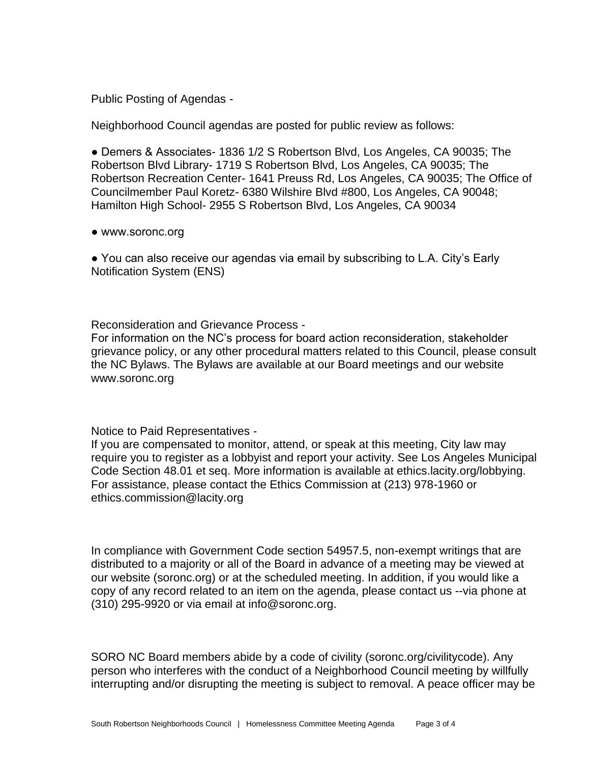Public Posting of Agendas -

Neighborhood Council agendas are posted for public review as follows:

- Demers & Associates- 1836 1/2 S Robertson Blvd, Los Angeles, CA 90035; The Robertson Blvd Library- 1719 S Robertson Blvd, Los Angeles, CA 90035; The Robertson Recreation Center- 1641 Preuss Rd, Los Angeles, CA 90035; The Office of Councilmember Paul Koretz- 6380 Wilshire Blvd #800, Los Angeles, CA 90048; Hamilton High School- 2955 S Robertson Blvd, Los Angeles, CA 90034
- www.soronc.org
- You can also receive our agendas via email by subscribing to L.A. City's Early Notification System (ENS)

Reconsideration and Grievance Process -
For information on the NC's process for board action reconsideration, stakeholder grievance policy, or any other procedural matters related to this Council, please consult the NC Bylaws. The Bylaws are available at our Board meetings and our website www.soronc.org

Notice to Paid Representatives -
If you are compensated to monitor, attend, or speak at this meeting, City law may require you to register as a lobbyist and report your activity. See Los Angeles Municipal Code Section 48.01 et seq. More information is available at ethics.lacity.org/lobbying. For assistance, please contact the Ethics Commission at (213) 978-1960 or ethics.commission@lacity.org

In compliance with Government Code section 54957.5, non-exempt writings that are distributed to a majority or all of the Board in advance of a meeting may be viewed at our website (soronc.org) or at the scheduled meeting. In addition, if you would like a copy of any record related to an item on the agenda, please contact us --via phone at (310) 295-9920 or via email at info@soronc.org.

SORO NC Board members abide by a code of civility (soronc.org/civilitycode). Any person who interferes with the conduct of a Neighborhood Council meeting by willfully interrupting and/or disrupting the meeting is subject to removal. A peace officer may be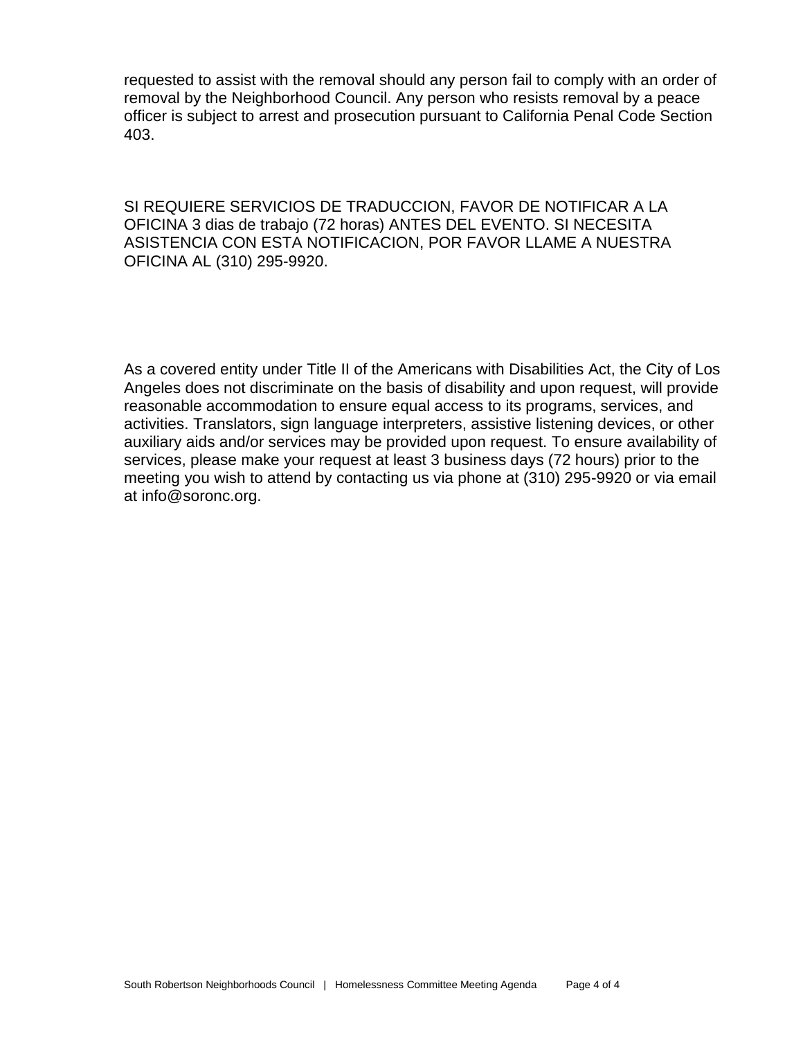requested to assist with the removal should any person fail to comply with an order of removal by the Neighborhood Council. Any person who resists removal by a peace officer is subject to arrest and prosecution pursuant to California Penal Code Section 403.

SI REQUIERE SERVICIOS DE TRADUCCION, FAVOR DE NOTIFICAR A LA OFICINA 3 dias de trabajo (72 horas) ANTES DEL EVENTO. SI NECESITA ASISTENCIA CON ESTA NOTIFICACION, POR FAVOR LLAME A NUESTRA OFICINA AL (310) 295-9920.

As a covered entity under Title II of the Americans with Disabilities Act, the City of Los Angeles does not discriminate on the basis of disability and upon request, will provide reasonable accommodation to ensure equal access to its programs, services, and activities. Translators, sign language interpreters, assistive listening devices, or other auxiliary aids and/or services may be provided upon request. To ensure availability of services, please make your request at least 3 business days (72 hours) prior to the meeting you wish to attend by contacting us via phone at (310) 295-9920 or via email at info@soronc.org.